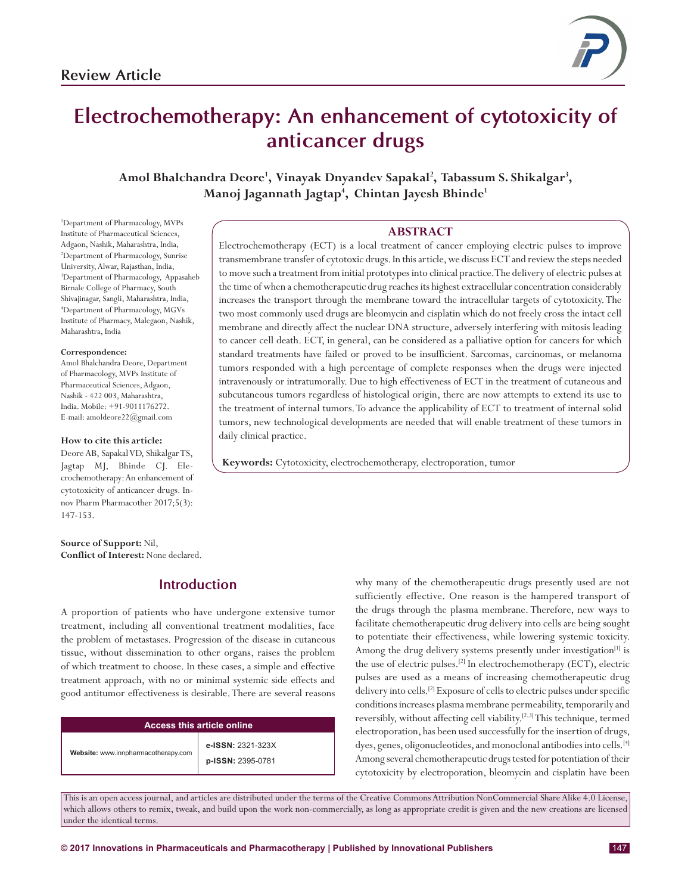Review Article

# Electrochemotherapy: An enhancement of cytotoxicity of anticancer drugs

**Amol Bhalchandra Deore[1], Vinayak Dnyandev Sapakal[2], Tabassum S. Shikalgar[3], Manoj Jagannath Jagtap[4], Chintan Jayesh Bhinde[1]**

[1]Department of Pharmacology, MVPs Institute of Pharmaceutical Sciences, Adgaon, Nashik, Maharashtra, India, [2]Department of Pharmacology, Sunrise University, Alwar, Rajasthan, India, [3]Department of Pharmacology, Appasaheb Birnale College of Pharmacy, South Shivajinagar, Sangli, Maharashtra, India, [4]Department of Pharmacology, MGVs Institute of Pharmacy, Malegaon, Nashik, Maharashtra, India

**Correspondence:**
Amol Bhalchandra Deore, Department of Pharmacology, MVPs Institute of Pharmaceutical Sciences, Adgaon, Nashik - 422 003, Maharashtra, India. Mobile: +91-9011176272. E-mail: amoldeore22@gmail.com

**How to cite this article:**
Deore AB, Sapakal VD, Shikalgar TS, Jagtap MJ, Bhinde CJ. Electrochemotherapy: An enhancement of cytotoxicity of anticancer drugs. Innov Pharm Pharmacother 2017;5(3): 147-153.

**Source of Support:** Nil,
**Conflict of Interest:** None declared.

## ABSTRACT

Electrochemotherapy (ECT) is a local treatment of cancer employing electric pulses to improve transmembrane transfer of cytotoxic drugs. In this article, we discuss ECT and review the steps needed to move such a treatment from initial prototypes into clinical practice. The delivery of electric pulses at the time of when a chemotherapeutic drug reaches its highest extracellular concentration considerably increases the transport through the membrane toward the intracellular targets of cytotoxicity. The two most commonly used drugs are bleomycin and cisplatin which do not freely cross the intact cell membrane and directly affect the nuclear DNA structure, adversely interfering with mitosis leading to cancer cell death. ECT, in general, can be considered as a palliative option for cancers for which standard treatments have failed or proved to be insufficient. Sarcomas, carcinomas, or melanoma tumors responded with a high percentage of complete responses when the drugs were injected intravenously or intratumorally. Due to high effectiveness of ECT in the treatment of cutaneous and subcutaneous tumors regardless of histological origin, there are now attempts to extend its use to the treatment of internal tumors. To advance the applicability of ECT to treatment of internal solid tumors, new technological developments are needed that will enable treatment of these tumors in daily clinical practice.

**Keywords:** Cytotoxicity, electrochemotherapy, electroporation, tumor

## Introduction

A proportion of patients who have undergone extensive tumor treatment, including all conventional treatment modalities, face the problem of metastases. Progression of the disease in cutaneous tissue, without dissemination to other organs, raises the problem of which treatment to choose. In these cases, a simple and effective treatment approach, with no or minimal systemic side effects and good antitumor effectiveness is desirable. There are several reasons why many of the chemotherapeutic drugs presently used are not sufficiently effective. One reason is the hampered transport of the drugs through the plasma membrane. Therefore, new ways to facilitate chemotherapeutic drug delivery into cells are being sought to potentiate their effectiveness, while lowering systemic toxicity. Among the drug delivery systems presently under investigation[1] is the use of electric pulses.[2] In electrochemotherapy (ECT), electric pulses are used as a means of increasing chemotherapeutic drug delivery into cells.[2] Exposure of cells to electric pulses under specific conditions increases plasma membrane permeability, temporarily and reversibly, without affecting cell viability.[2,3] This technique, termed electroporation, has been used successfully for the insertion of drugs, dyes, genes, oligonucleotides, and monoclonal antibodies into cells.[4] Among several chemotherapeutic drugs tested for potentiation of their cytotoxicity by electroporation, bleomycin and cisplatin have been

| Access this article online | |
|---|---|
| Website: www.innpharmacotherapy.com | e-ISSN: 2321-323X<br>p-ISSN: 2395-0781 |

This is an open access journal, and articles are distributed under the terms of the Creative Commons Attribution NonCommercial Share Alike 4.0 License, which allows others to remix, tweak, and build upon the work non-commercially, as long as appropriate credit is given and the new creations are licensed under the identical terms.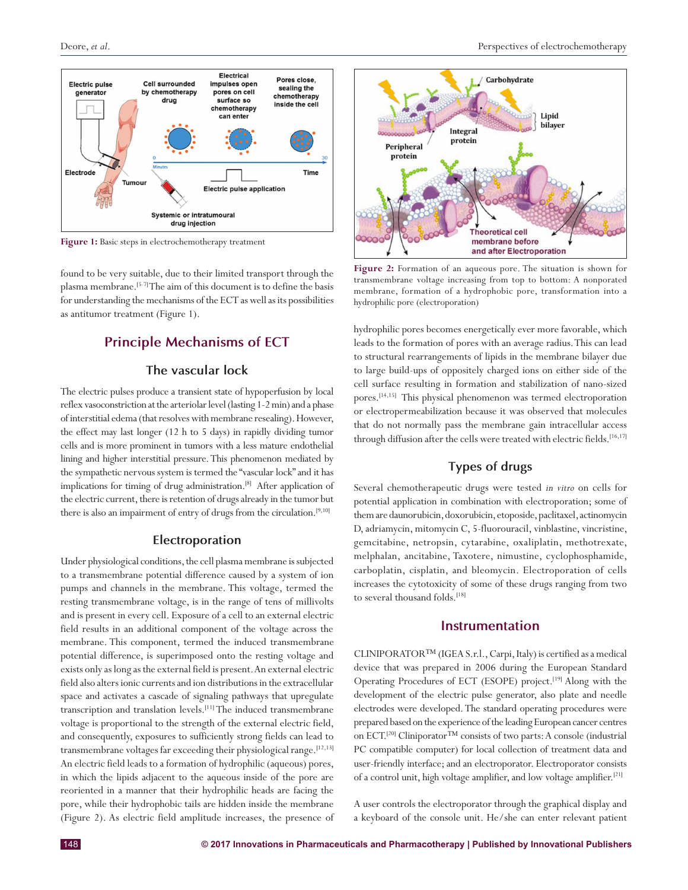Figure 1: Basic steps in electrochemotherapy treatment

found to be very suitable, due to their limited transport through the plasma membrane.[5-7] The aim of this document is to define the basis for understanding the mechanisms of the ECT as well as its possibilities as antitumor treatment (Figure 1).

## Principle Mechanisms of ECT

### The vascular lock

The electric pulses produce a transient state of hypoperfusion by local reflex vasoconstriction at the arteriolar level (lasting 1-2 min) and a phase of interstitial edema (that resolves with membrane resealing). However, the effect may last longer (12 h to 5 days) in rapidly dividing tumor cells and is more prominent in tumors with a less mature endothelial lining and higher interstitial pressure. This phenomenon mediated by the sympathetic nervous system is termed the "vascular lock" and it has implications for timing of drug administration.[8] After application of the electric current, there is retention of drugs already in the tumor but there is also an impairment of entry of drugs from the circulation.[9,10]

### Electroporation

Under physiological conditions, the cell plasma membrane is subjected to a transmembrane potential difference caused by a system of ion pumps and channels in the membrane. This voltage, termed the resting transmembrane voltage, is in the range of tens of millivolts and is present in every cell. Exposure of a cell to an external electric field results in an additional component of the voltage across the membrane. This component, termed the induced transmembrane potential difference, is superimposed onto the resting voltage and exists only as long as the external field is present. An external electric field also alters ionic currents and ion distributions in the extracellular space and activates a cascade of signaling pathways that upregulate transcription and translation levels.[11] The induced transmembrane voltage is proportional to the strength of the external electric field, and consequently, exposures to sufficiently strong fields can lead to transmembrane voltages far exceeding their physiological range.[12,13] An electric field leads to a formation of hydrophilic (aqueous) pores, in which the lipids adjacent to the aqueous inside of the pore are reoriented in a manner that their hydrophilic heads are facing the pore, while their hydrophobic tails are hidden inside the membrane (Figure 2). As electric field amplitude increases, the presence of hydrophilic pores becomes energetically ever more favorable, which leads to the formation of pores with an average radius. This can lead to structural rearrangements of lipids in the membrane bilayer due to large build-ups of oppositely charged ions on either side of the cell surface resulting in formation and stabilization of nano-sized pores.[14,15] This physical phenomenon was termed electroporation or electropermeabilization because it was observed that molecules that do not normally pass the membrane gain intracellular access through diffusion after the cells were treated with electric fields.[16,17]

Figure 2: Formation of an aqueous pore. The situation is shown for transmembrane voltage increasing from top to bottom: A nonporated membrane, formation of a hydrophobic pore, transformation into a hydrophilic pore (electroporation)

### Types of drugs

Several chemotherapeutic drugs were tested *in vitro* on cells for potential application in combination with electroporation; some of them are daunorubicin, doxorubicin, etoposide, paclitaxel, actinomycin D, adriamycin, mitomycin C, 5-fluorouracil, vinblastine, vincristine, gemcitabine, netropsin, cytarabine, oxaliplatin, methotrexate, melphalan, ancitabine, Taxotere, nimustine, cyclophosphamide, carboplatin, cisplatin, and bleomycin. Electroporation of cells increases the cytotoxicity of some of these drugs ranging from two to several thousand folds.[18]

## Instrumentation

CLINIPORATOR™ (IGEA S.r.l., Carpi, Italy) is certified as a medical device that was prepared in 2006 during the European Standard Operating Procedures of ECT (ESOPE) project.[19] Along with the development of the electric pulse generator, also plate and needle electrodes were developed. The standard operating procedures were prepared based on the experience of the leading European cancer centres on ECT.[20] Cliniporator™ consists of two parts: A console (industrial PC compatible computer) for local collection of treatment data and user-friendly interface; and an electroporator. Electroporator consists of a control unit, high voltage amplifier, and low voltage amplifier.[21]

A user controls the electroporator through the graphical display and a keyboard of the console unit. He/she can enter relevant patient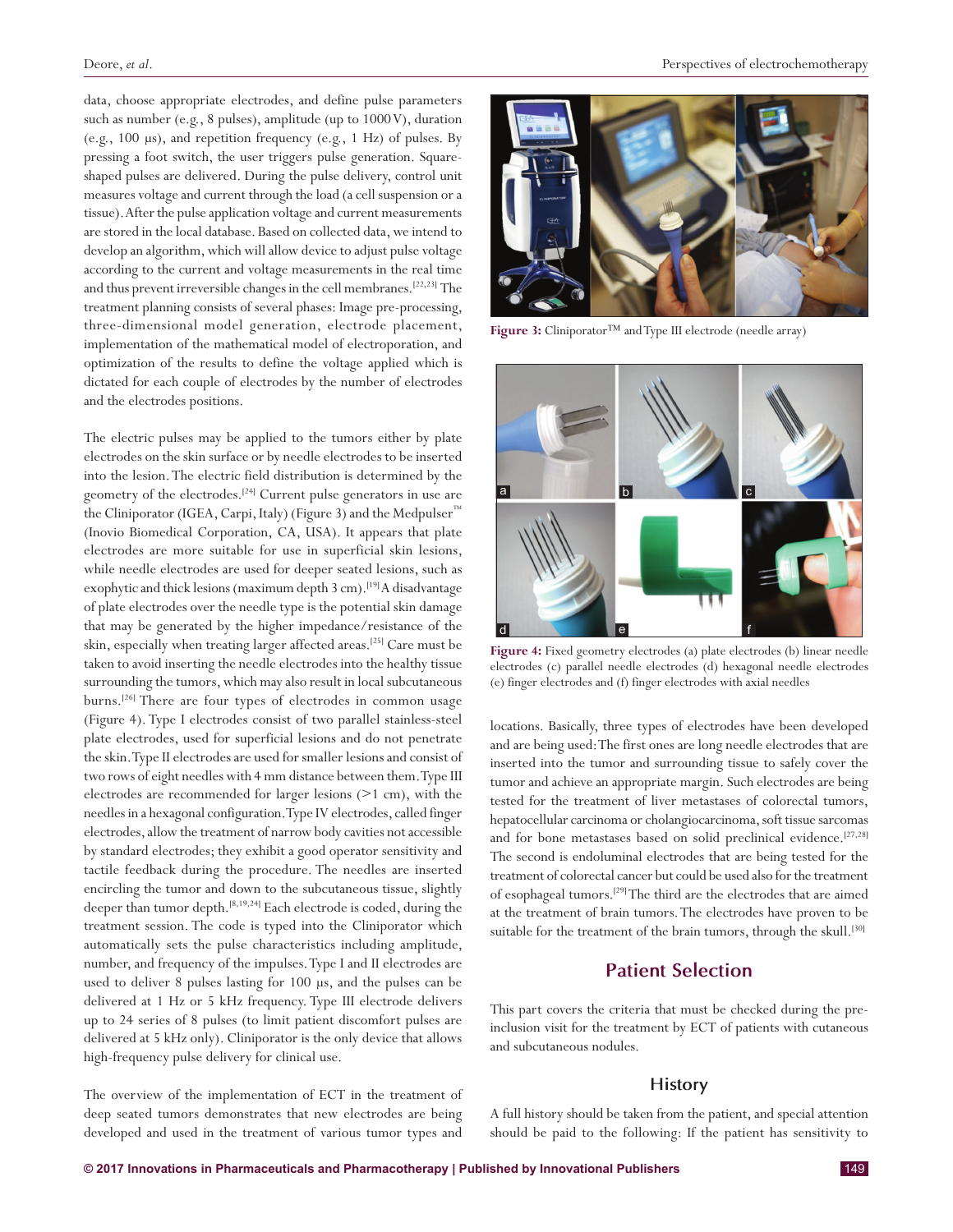data, choose appropriate electrodes, and define pulse parameters such as number (e.g., 8 pulses), amplitude (up to 1000 V), duration (e.g., 100 µs), and repetition frequency (e.g., 1 Hz) of pulses. By pressing a foot switch, the user triggers pulse generation. Square-shaped pulses are delivered. During the pulse delivery, control unit measures voltage and current through the load (a cell suspension or a tissue). After the pulse application voltage and current measurements are stored in the local database. Based on collected data, we intend to develop an algorithm, which will allow device to adjust pulse voltage according to the current and voltage measurements in the real time and thus prevent irreversible changes in the cell membranes.[22,23] The treatment planning consists of several phases: Image pre-processing, three-dimensional model generation, electrode placement, implementation of the mathematical model of electroporation, and optimization of the results to define the voltage applied which is dictated for each couple of electrodes by the number of electrodes and the electrodes positions.

The electric pulses may be applied to the tumors either by plate electrodes on the skin surface or by needle electrodes to be inserted into the lesion. The electric field distribution is determined by the geometry of the electrodes.[24] Current pulse generators in use are the Cliniporator (IGEA, Carpi, Italy) (Figure 3) and the Medpulser™ (Inovio Biomedical Corporation, CA, USA). It appears that plate electrodes are more suitable for use in superficial skin lesions, while needle electrodes are used for deeper seated lesions, such as exophytic and thick lesions (maximum depth 3 cm).[19] A disadvantage of plate electrodes over the needle type is the potential skin damage that may be generated by the higher impedance/resistance of the skin, especially when treating larger affected areas.[25] Care must be taken to avoid inserting the needle electrodes into the healthy tissue surrounding the tumors, which may also result in local subcutaneous burns.[26] There are four types of electrodes in common usage (Figure 4). Type I electrodes consist of two parallel stainless-steel plate electrodes, used for superficial lesions and do not penetrate the skin. Type II electrodes are used for smaller lesions and consist of two rows of eight needles with 4 mm distance between them. Type III electrodes are recommended for larger lesions (>1 cm), with the needles in a hexagonal configuration. Type IV electrodes, called finger electrodes, allow the treatment of narrow body cavities not accessible by standard electrodes; they exhibit a good operator sensitivity and tactile feedback during the procedure. The needles are inserted encircling the tumor and down to the subcutaneous tissue, slightly deeper than tumor depth.[8,19,24] Each electrode is coded, during the treatment session. The code is typed into the Cliniporator which automatically sets the pulse characteristics including amplitude, number, and frequency of the impulses. Type I and II electrodes are used to deliver 8 pulses lasting for 100 µs, and the pulses can be delivered at 1 Hz or 5 kHz frequency. Type III electrode delivers up to 24 series of 8 pulses (to limit patient discomfort pulses are delivered at 5 kHz only). Cliniporator is the only device that allows high-frequency pulse delivery for clinical use.

The overview of the implementation of ECT in the treatment of deep seated tumors demonstrates that new electrodes are being developed and used in the treatment of various tumor types and locations. Basically, three types of electrodes have been developed and are being used: The first ones are long needle electrodes that are inserted into the tumor and surrounding tissue to safely cover the tumor and achieve an appropriate margin. Such electrodes are being tested for the treatment of liver metastases of colorectal tumors, hepatocellular carcinoma or cholangiocarcinoma, soft tissue sarcomas and for bone metastases based on solid preclinical evidence.[27,28] The second is endoluminal electrodes that are being tested for the treatment of colorectal cancer but could be used also for the treatment of esophageal tumors.[29] The third are the electrodes that are aimed at the treatment of brain tumors. The electrodes have proven to be suitable for the treatment of the brain tumors, through the skull.[30]

**Figure 3:** Cliniporator™ and Type III electrode (needle array)

**Figure 4:** Fixed geometry electrodes (a) plate electrodes (b) linear needle electrodes (c) parallel needle electrodes (d) hexagonal needle electrodes (e) finger electrodes and (f) finger electrodes with axial needles

## Patient Selection

This part covers the criteria that must be checked during the pre-inclusion visit for the treatment by ECT of patients with cutaneous and subcutaneous nodules.

### History

A full history should be taken from the patient, and special attention should be paid to the following: If the patient has sensitivity to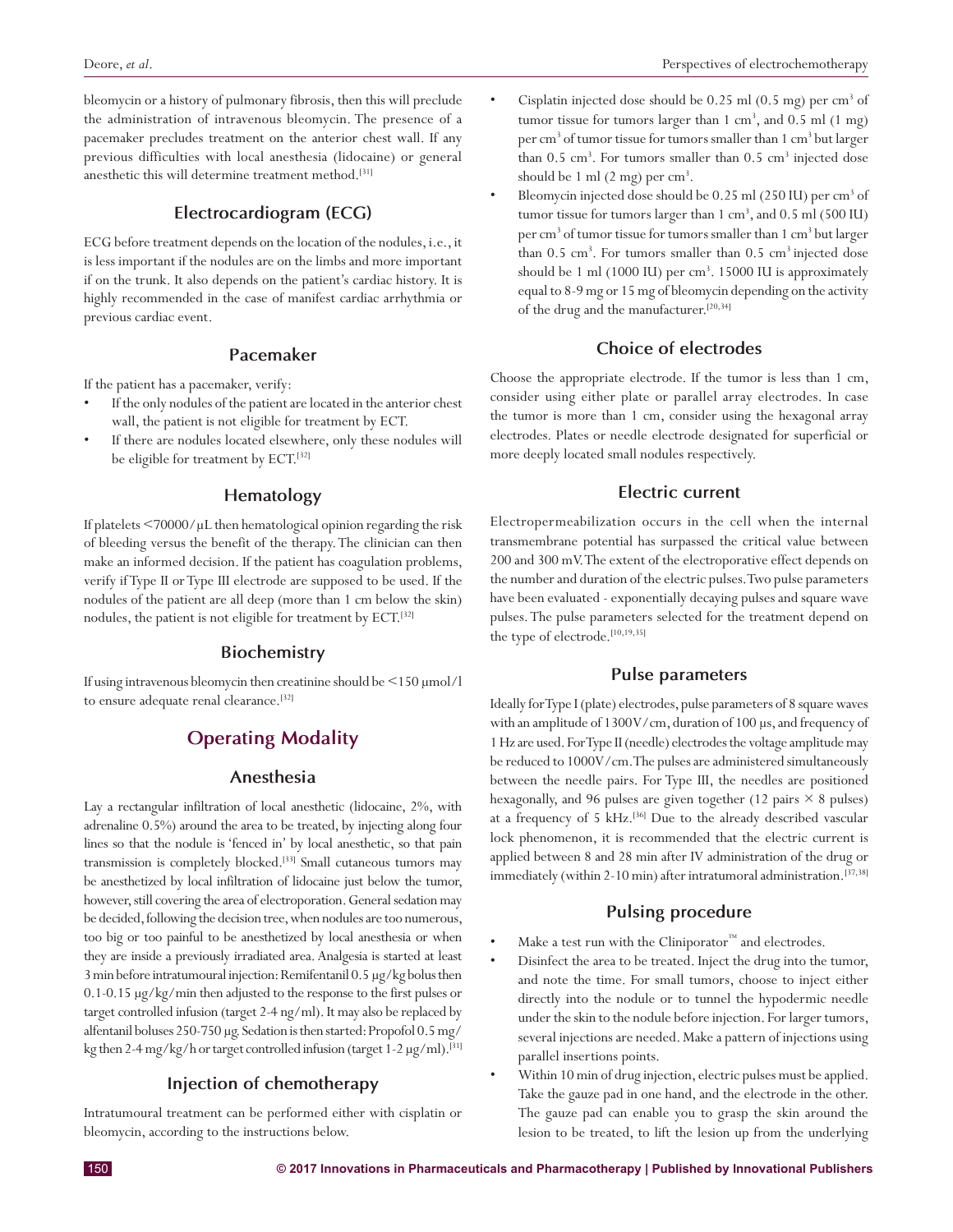bleomycin or a history of pulmonary fibrosis, then this will preclude the administration of intravenous bleomycin. The presence of a pacemaker precludes treatment on the anterior chest wall. If any previous difficulties with local anesthesia (lidocaine) or general anesthetic this will determine treatment method.[31]

### Electrocardiogram (ECG)

ECG before treatment depends on the location of the nodules, i.e., it is less important if the nodules are on the limbs and more important if on the trunk. It also depends on the patient's cardiac history. It is highly recommended in the case of manifest cardiac arrhythmia or previous cardiac event.

### Pacemaker

If the patient has a pacemaker, verify:

- If the only nodules of the patient are located in the anterior chest wall, the patient is not eligible for treatment by ECT.
- If there are nodules located elsewhere, only these nodules will be eligible for treatment by ECT.[32]

### Hematology

If platelets <70000/µL then hematological opinion regarding the risk of bleeding versus the benefit of the therapy. The clinician can then make an informed decision. If the patient has coagulation problems, verify if Type II or Type III electrode are supposed to be used. If the nodules of the patient are all deep (more than 1 cm below the skin) nodules, the patient is not eligible for treatment by ECT.[32]

### Biochemistry

If using intravenous bleomycin then creatinine should be <150 µmol/l to ensure adequate renal clearance.[32]

## Operating Modality

### Anesthesia

Lay a rectangular infiltration of local anesthetic (lidocaine, 2%, with adrenaline 0.5%) around the area to be treated, by injecting along four lines so that the nodule is 'fenced in' by local anesthetic, so that pain transmission is completely blocked.[33] Small cutaneous tumors may be anesthetized by local infiltration of lidocaine just below the tumor, however, still covering the area of electroporation. General sedation may be decided, following the decision tree, when nodules are too numerous, too big or too painful to be anesthetized by local anesthesia or when they are inside a previously irradiated area. Analgesia is started at least 3 min before intratumoural injection: Remifentanil 0.5 µg/kg bolus then 0.1-0.15 µg/kg/min then adjusted to the response to the first pulses or target controlled infusion (target 2-4 ng/ml). It may also be replaced by alfentanil boluses 250-750 µg. Sedation is then started: Propofol 0.5 mg/kg then 2-4 mg/kg/h or target controlled infusion (target 1-2 µg/ml).[31]

### Injection of chemotherapy

Intratumoural treatment can be performed either with cisplatin or bleomycin, according to the instructions below.

- Cisplatin injected dose should be 0.25 ml (0.5 mg) per $cm^3$ of tumor tissue for tumors larger than 1 $cm^3$, and 0.5 ml (1 mg) per $cm^3$ of tumor tissue for tumors smaller than 1 $cm^3$ but larger than 0.5 $cm^3$. For tumors smaller than 0.5 $cm^3$ injected dose should be 1 ml (2 mg) per $cm^3$.
- Bleomycin injected dose should be 0.25 ml (250 IU) per $cm^3$ of tumor tissue for tumors larger than 1 $cm^3$, and 0.5 ml (500 IU) per $cm^3$ of tumor tissue for tumors smaller than 1 $cm^3$ but larger than 0.5 $cm^3$. For tumors smaller than 0.5 $cm^3$ injected dose should be 1 ml (1000 IU) per $cm^3$. 15000 IU is approximately equal to 8-9 mg or 15 mg of bleomycin depending on the activity of the drug and the manufacturer.[20,34]

### Choice of electrodes

Choose the appropriate electrode. If the tumor is less than 1 cm, consider using either plate or parallel array electrodes. In case the tumor is more than 1 cm, consider using the hexagonal array electrodes. Plates or needle electrode designated for superficial or more deeply located small nodules respectively.

### Electric current

Electropermeabilization occurs in the cell when the internal transmembrane potential has surpassed the critical value between 200 and 300 mV. The extent of the electroporative effect depends on the number and duration of the electric pulses. Two pulse parameters have been evaluated - exponentially decaying pulses and square wave pulses. The pulse parameters selected for the treatment depend on the type of electrode.[10,19,35]

### Pulse parameters

Ideally for Type I (plate) electrodes, pulse parameters of 8 square waves with an amplitude of 1300V/cm, duration of 100 µs, and frequency of 1 Hz are used. For Type II (needle) electrodes the voltage amplitude may be reduced to 1000V/cm. The pulses are administered simultaneously between the needle pairs. For Type III, the needles are positioned hexagonally, and 96 pulses are given together (12 pairs × 8 pulses) at a frequency of 5 kHz.[36] Due to the already described vascular lock phenomenon, it is recommended that the electric current is applied between 8 and 28 min after IV administration of the drug or immediately (within 2-10 min) after intratumoral administration.[37,38]

### Pulsing procedure

- Make a test run with the Cliniporator™ and electrodes.
- Disinfect the area to be treated. Inject the drug into the tumor, and note the time. For small tumors, choose to inject either directly into the nodule or to tunnel the hypodermic needle under the skin to the nodule before injection. For larger tumors, several injections are needed. Make a pattern of injections using parallel insertions points.
- Within 10 min of drug injection, electric pulses must be applied. Take the gauze pad in one hand, and the electrode in the other. The gauze pad can enable you to grasp the skin around the lesion to be treated, to lift the lesion up from the underlying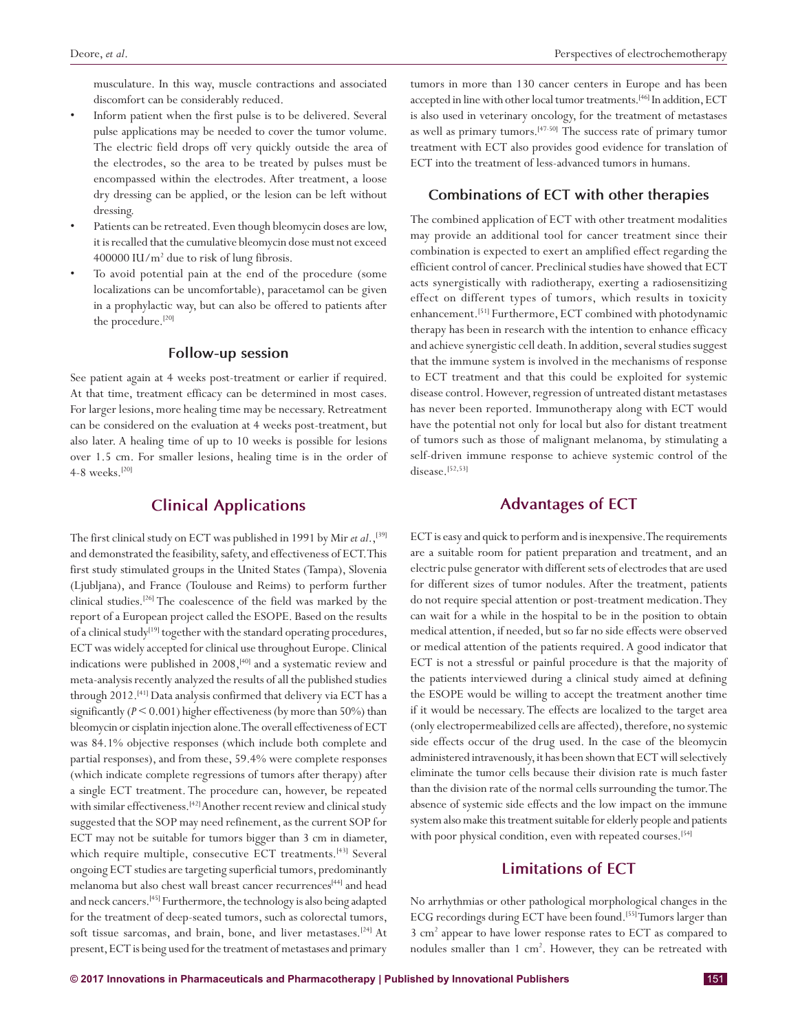musculature. In this way, muscle contractions and associated discomfort can be considerably reduced.

- Inform patient when the first pulse is to be delivered. Several pulse applications may be needed to cover the tumor volume. The electric field drops off very quickly outside the area of the electrodes, so the area to be treated by pulses must be encompassed within the electrodes. After treatment, a loose dry dressing can be applied, or the lesion can be left without dressing.
- Patients can be retreated. Even though bleomycin doses are low, it is recalled that the cumulative bleomycin dose must not exceed 400000 IU/$m^2$ due to risk of lung fibrosis.
- To avoid potential pain at the end of the procedure (some localizations can be uncomfortable), paracetamol can be given in a prophylactic way, but can also be offered to patients after the procedure.[20]

### Follow-up session

See patient again at 4 weeks post-treatment or earlier if required. At that time, treatment efficacy can be determined in most cases. For larger lesions, more healing time may be necessary. Retreatment can be considered on the evaluation at 4 weeks post-treatment, but also later. A healing time of up to 10 weeks is possible for lesions over 1.5 cm. For smaller lesions, healing time is in the order of 4-8 weeks.[20]

## Clinical Applications

The first clinical study on ECT was published in 1991 by Mir *et al.*,[39] and demonstrated the feasibility, safety, and effectiveness of ECT. This first study stimulated groups in the United States (Tampa), Slovenia (Ljubljana), and France (Toulouse and Reims) to perform further clinical studies.[26] The coalescence of the field was marked by the report of a European project called the ESOPE. Based on the results of a clinical study[19] together with the standard operating procedures, ECT was widely accepted for clinical use throughout Europe. Clinical indications were published in 2008,[40] and a systematic review and meta-analysis recently analyzed the results of all the published studies through 2012.[41] Data analysis confirmed that delivery via ECT has a significantly ($P < 0.001$) higher effectiveness (by more than 50%) than bleomycin or cisplatin injection alone. The overall effectiveness of ECT was 84.1% objective responses (which include both complete and partial responses), and from these, 59.4% were complete responses (which indicate complete regressions of tumors after therapy) after a single ECT treatment. The procedure can, however, be repeated with similar effectiveness.[42] Another recent review and clinical study suggested that the SOP may need refinement, as the current SOP for ECT may not be suitable for tumors bigger than 3 cm in diameter, which require multiple, consecutive ECT treatments.[43] Several ongoing ECT studies are targeting superficial tumors, predominantly melanoma but also chest wall breast cancer recurrences[44] and head and neck cancers.[45] Furthermore, the technology is also being adapted for the treatment of deep-seated tumors, such as colorectal tumors, soft tissue sarcomas, and brain, bone, and liver metastases.[24] At present, ECT is being used for the treatment of metastases and primary tumors in more than 130 cancer centers in Europe and has been accepted in line with other local tumor treatments.[46] In addition, ECT is also used in veterinary oncology, for the treatment of metastases as well as primary tumors.[47-50] The success rate of primary tumor treatment with ECT also provides good evidence for translation of ECT into the treatment of less-advanced tumors in humans.

### Combinations of ECT with other therapies

The combined application of ECT with other treatment modalities may provide an additional tool for cancer treatment since their combination is expected to exert an amplified effect regarding the efficient control of cancer. Preclinical studies have showed that ECT acts synergistically with radiotherapy, exerting a radiosensitizing effect on different types of tumors, which results in toxicity enhancement.[51] Furthermore, ECT combined with photodynamic therapy has been in research with the intention to enhance efficacy and achieve synergistic cell death. In addition, several studies suggest that the immune system is involved in the mechanisms of response to ECT treatment and that this could be exploited for systemic disease control. However, regression of untreated distant metastases has never been reported. Immunotherapy along with ECT would have the potential not only for local but also for distant treatment of tumors such as those of malignant melanoma, by stimulating a self-driven immune response to achieve systemic control of the disease.[52,53]

## Advantages of ECT

ECT is easy and quick to perform and is inexpensive. The requirements are a suitable room for patient preparation and treatment, and an electric pulse generator with different sets of electrodes that are used for different sizes of tumor nodules. After the treatment, patients do not require special attention or post-treatment medication. They can wait for a while in the hospital to be in the position to obtain medical attention, if needed, but so far no side effects were observed or medical attention of the patients required. A good indicator that ECT is not a stressful or painful procedure is that the majority of the patients interviewed during a clinical study aimed at defining the ESOPE would be willing to accept the treatment another time if it would be necessary. The effects are localized to the target area (only electropermeabilized cells are affected), therefore, no systemic side effects occur of the drug used. In the case of the bleomycin administered intravenously, it has been shown that ECT will selectively eliminate the tumor cells because their division rate is much faster than the division rate of the normal cells surrounding the tumor. The absence of systemic side effects and the low impact on the immune system also make this treatment suitable for elderly people and patients with poor physical condition, even with repeated courses.[54]

## Limitations of ECT

No arrhythmias or other pathological morphological changes in the ECG recordings during ECT have been found.[55] Tumors larger than 3 $cm^2$ appear to have lower response rates to ECT as compared to nodules smaller than 1 $cm^2$. However, they can be retreated with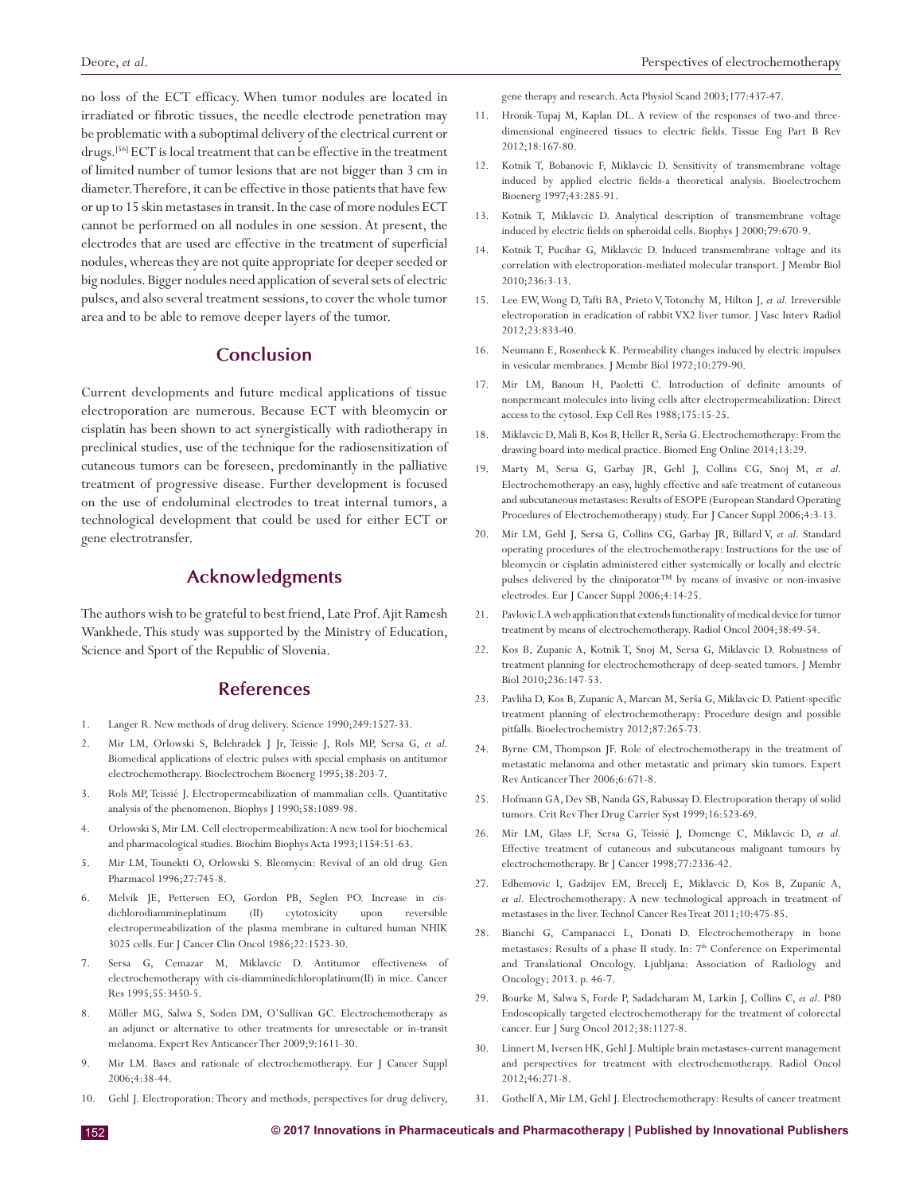no loss of the ECT efficacy. When tumor nodules are located in irradiated or fibrotic tissues, the needle electrode penetration may be problematic with a suboptimal delivery of the electrical current or drugs.[56] ECT is local treatment that can be effective in the treatment of limited number of tumor lesions that are not bigger than 3 cm in diameter. Therefore, it can be effective in those patients that have few or up to 15 skin metastases in transit. In the case of more nodules ECT cannot be performed on all nodules in one session. At present, the electrodes that are used are effective in the treatment of superficial nodules, whereas they are not quite appropriate for deeper seeded or big nodules. Bigger nodules need application of several sets of electric pulses, and also several treatment sessions, to cover the whole tumor area and to be able to remove deeper layers of the tumor.

## Conclusion

Current developments and future medical applications of tissue electroporation are numerous. Because ECT with bleomycin or cisplatin has been shown to act synergistically with radiotherapy in preclinical studies, use of the technique for the radiosensitization of cutaneous tumors can be foreseen, predominantly in the palliative treatment of progressive disease. Further development is focused on the use of endoluminal electrodes to treat internal tumors, a technological development that could be used for either ECT or gene electrotransfer.

## Acknowledgments

The authors wish to be grateful to best friend, Late Prof. Ajit Ramesh Wankhede. This study was supported by the Ministry of Education, Science and Sport of the Republic of Slovenia.

## References

1. Langer R. New methods of drug delivery. Science 1990;249:1527-33.
2. Mir LM, Orlowski S, Belehradek J Jr, Teissie J, Rols MP, Sersa G, *et al*. Biomedical applications of electric pulses with special emphasis on antitumor electrochemotherapy. Bioelectrochem Bioenerg 1995;38:203-7.
3. Rols MP, Teissié J. Electropermeabilization of mammalian cells. Quantitative analysis of the phenomenon. Biophys J 1990;58:1089-98.
4. Orlowski S, Mir LM. Cell electropermeabilization: A new tool for biochemical and pharmacological studies. Biochim Biophys Acta 1993;1154:51-63.
5. Mir LM, Tounekti O, Orlowski S. Bleomycin: Revival of an old drug. Gen Pharmacol 1996;27:745-8.
6. Melvik JE, Pettersen EO, Gordon PB, Seglen PO. Increase in cis-dichlorodiammineplatinum (II) cytotoxicity upon reversible electropermeabilization of the plasma membrane in cultured human NHIK 3025 cells. Eur J Cancer Clin Oncol 1986;22:1523-30.
7. Sersa G, Cemazar M, Miklavcic D. Antitumor effectiveness of electrochemotherapy with cis-diamminedichloroplatinum(II) in mice. Cancer Res 1995;55:3450-5.
8. Möller MG, Salwa S, Soden DM, O'Sullivan GC. Electrochemotherapy as an adjunct or alternative to other treatments for unresectable or in-transit melanoma. Expert Rev Anticancer Ther 2009;9:1611-30.
9. Mir LM. Bases and rationale of electrochemotherapy. Eur J Cancer Suppl 2006;4:38-44.
10. Gehl J. Electroporation: Theory and methods, perspectives for drug delivery, gene therapy and research. Acta Physiol Scand 2003;177:437-47.
11. Hronik-Tupaj M, Kaplan DL. A review of the responses of two-and three-dimensional engineered tissues to electric fields. Tissue Eng Part B Rev 2012;18:167-80.
12. Kotnik T, Bobanovic F, Miklavcic D. Sensitivity of transmembrane voltage induced by applied electric fields-a theoretical analysis. Bioelectrochem Bioenerg 1997;43:285-91.
13. Kotnik T, Miklavcic D. Analytical description of transmembrane voltage induced by electric fields on spheroidal cells. Biophys J 2000;79:670-9.
14. Kotnik T, Pucihar G, Miklavcic D. Induced transmembrane voltage and its correlation with electroporation-mediated molecular transport. J Membr Biol 2010;236:3-13.
15. Lee EW, Wong D, Tafti BA, Prieto V, Totonchy M, Hilton J, *et al.* Irreversible electroporation in eradication of rabbit VX2 liver tumor. J Vasc Interv Radiol 2012;23:833-40.
16. Neumann E, Rosenheck K. Permeability changes induced by electric impulses in vesicular membranes. J Membr Biol 1972;10:279-90.
17. Mir LM, Banoun H, Paoletti C. Introduction of definite amounts of nonpermeant molecules into living cells after electropermeabilization: Direct access to the cytosol. Exp Cell Res 1988;175:15-25.
18. Miklavcic D, Mali B, Kos B, Heller R, Serša G. Electrochemotherapy: From the drawing board into medical practice. Biomed Eng Online 2014;13:29.
19. Marty M, Sersa G, Garbay JR, Gehl J, Collins CG, Snoj M, *et al*. Electrochemotherapy-an easy, highly effective and safe treatment of cutaneous and subcutaneous metastases: Results of ESOPE (European Standard Operating Procedures of Electrochemotherapy) study. Eur J Cancer Suppl 2006;4:3-13.
20. Mir LM, Gehl J, Sersa G, Collins CG, Garbay JR, Billard V, *et al*. Standard operating procedures of the electrochemotherapy: Instructions for the use of bleomycin or cisplatin administered either systemically or locally and electric pulses delivered by the cliniporator™ by means of invasive or non-invasive electrodes. Eur J Cancer Suppl 2006;4:14-25.
21. Pavlovic I. A web application that extends functionality of medical device for tumor treatment by means of electrochemotherapy. Radiol Oncol 2004;38:49-54.
22. Kos B, Zupanic A, Kotnik T, Snoj M, Sersa G, Miklavcic D. Robustness of treatment planning for electrochemotherapy of deep-seated tumors. J Membr Biol 2010;236:147-53.
23. Pavliha D, Kos B, Zupanic A, Marcan M, Serša G, Miklavcic D. Patient-specific treatment planning of electrochemotherapy: Procedure design and possible pitfalls. Bioelectrochemistry 2012;87:265-73.
24. Byrne CM, Thompson JF. Role of electrochemotherapy in the treatment of metastatic melanoma and other metastatic and primary skin tumors. Expert Rev Anticancer Ther 2006;6:671-8.
25. Hofmann GA, Dev SB, Nanda GS, Rabussay D. Electroporation therapy of solid tumors. Crit Rev Ther Drug Carrier Syst 1999;16:523-69.
26. Mir LM, Glass LF, Sersa G, Teissié J, Domenge C, Miklavcic D, *et al.* Effective treatment of cutaneous and subcutaneous malignant tumours by electrochemotherapy. Br J Cancer 1998;77:2336-42.
27. Edhemovic I, Gadzijev EM, Brecelj E, Miklavcic D, Kos B, Zupanic A, *et al*. Electrochemotherapy: A new technological approach in treatment of metastases in the liver. Technol Cancer Res Treat 2011;10:475-85.
28. Bianchi G, Campanacci L, Donati D. Electrochemotherapy in bone metastases: Results of a phase II study. In: 7th Conference on Experimental and Translational Oncology. Ljubljana: Association of Radiology and Oncology; 2013. p. 46-7.
29. Bourke M, Salwa S, Forde P, Sadadcharam M, Larkin J, Collins C, *et al*. P80 Endoscopically targeted electrochemotherapy for the treatment of colorectal cancer. Eur J Surg Oncol 2012;38:1127-8.
30. Linnert M, Iversen HK, Gehl J. Multiple brain metastases-current management and perspectives for treatment with electrochemotherapy. Radiol Oncol 2012;46:271-8.
31. Gothelf A, Mir LM, Gehl J. Electrochemotherapy: Results of cancer treatment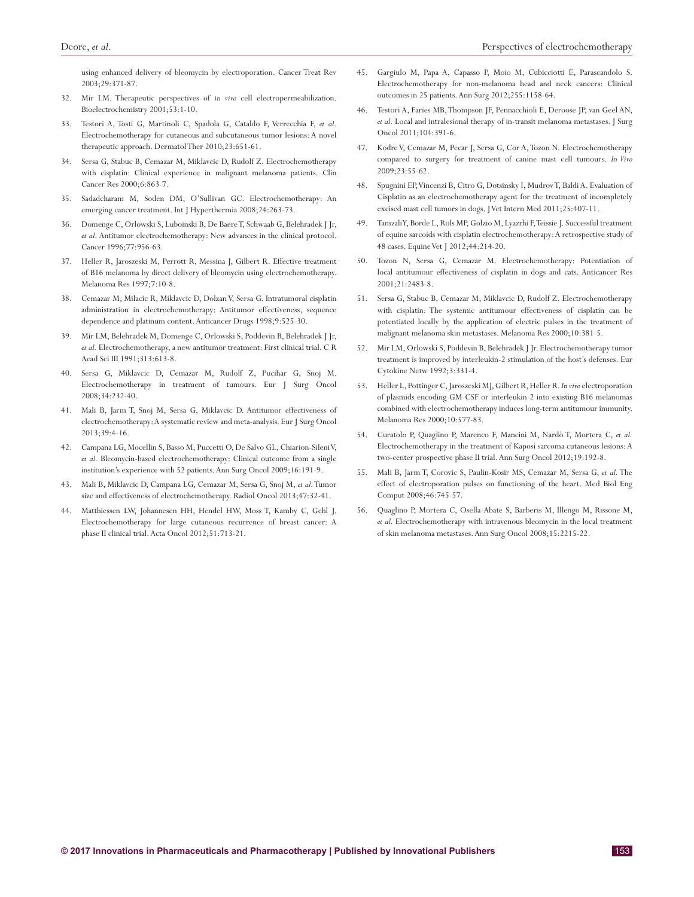using enhanced delivery of bleomycin by electroporation. Cancer Treat Rev 2003;29:371-87.

32. Mir LM. Therapeutic perspectives of *in vivo* cell electropermeabilization. Bioelectrochemistry 2001;53:1-10.
33. Testori A, Tosti G, Martinoli C, Spadola G, Cataldo F, Verrecchia F, *et al.* Electrochemotherapy for cutaneous and subcutaneous tumor lesions: A novel therapeutic approach. Dermatol Ther 2010;23:651-61.
34. Sersa G, Stabuc B, Cemazar M, Miklavcic D, Rudolf Z. Electrochemotherapy with cisplatin: Clinical experience in malignant melanoma patients. Clin Cancer Res 2000;6:863-7.
35. Sadadcharam M, Soden DM, O'Sullivan GC. Electrochemotherapy: An emerging cancer treatment. Int J Hyperthermia 2008;24:263-73.
36. Domenge C, Orlowski S, Luboinski B, De Baere T, Schwaab G, Belehradek J Jr, *et al.* Antitumor electrochemotherapy: New advances in the clinical protocol. Cancer 1996;77:956-63.
37. Heller R, Jaroszeski M, Perrott R, Messina J, Gilbert R. Effective treatment of B16 melanoma by direct delivery of bleomycin using electrochemotherapy. Melanoma Res 1997;7:10-8.
38. Cemazar M, Milacic R, Miklavcic D, Dolzan V, Sersa G. Intratumoral cisplatin administration in electrochemotherapy: Antitumor effectiveness, sequence dependence and platinum content. Anticancer Drugs 1998;9:525-30.
39. Mir LM, Belehradek M, Domenge C, Orlowski S, Poddevin B, Belehradek J Jr, *et al.* Electrochemotherapy, a new antitumor treatment: First clinical trial. C R Acad Sci III 1991;313:613-8.
40. Sersa G, Miklavcic D, Cemazar M, Rudolf Z, Pucihar G, Snoj M. Electrochemotherapy in treatment of tumours. Eur J Surg Oncol 2008;34:232-40.
41. Mali B, Jarm T, Snoj M, Sersa G, Miklavcic D. Antitumor effectiveness of electrochemotherapy: A systematic review and meta-analysis. Eur J Surg Oncol 2013;39:4-16.
42. Campana LG, Mocellin S, Basso M, Puccetti O, De Salvo GL, Chiarion-Sileni V, *et al.* Bleomycin-based electrochemotherapy: Clinical outcome from a single institution's experience with 52 patients. Ann Surg Oncol 2009;16:191-9.
43. Mali B, Miklavcic D, Campana LG, Cemazar M, Sersa G, Snoj M, *et al.* Tumor size and effectiveness of electrochemotherapy. Radiol Oncol 2013;47:32-41.
44. Matthiessen LW, Johannesen HH, Hendel HW, Moss T, Kamby C, Gehl J. Electrochemotherapy for large cutaneous recurrence of breast cancer: A phase II clinical trial. Acta Oncol 2012;51:713-21.
45. Gargiulo M, Papa A, Capasso P, Moio M, Cubicciotti E, Parascandolo S. Electrochemotherapy for non-melanoma head and neck cancers: Clinical outcomes in 25 patients. Ann Surg 2012;255:1158-64.
46. Testori A, Faries MB, Thompson JF, Pennacchioli E, Deroose JP, van Geel AN, *et al.* Local and intralesional therapy of in-transit melanoma metastases. J Surg Oncol 2011;104:391-6.
47. Kodre V, Cemazar M, Pecar J, Sersa G, Cor A, Tozon N. Electrochemotherapy compared to surgery for treatment of canine mast cell tumours. *In Vivo* 2009;23:55-62.
48. Spugnini EP, Vincenzi B, Citro G, Dotsinsky I, Mudrov T, Baldi A. Evaluation of Cisplatin as an electrochemotherapy agent for the treatment of incompletely excised mast cell tumors in dogs. J Vet Intern Med 2011;25:407-11.
49. Tamzali Y, Borde L, Rols MP, Golzio M, Lyazrhi F, Teissie J. Successful treatment of equine sarcoids with cisplatin electrochemotherapy: A retrospective study of 48 cases. Equine Vet J 2012;44:214-20.
50. Tozon N, Sersa G, Cemazar M. Electrochemotherapy: Potentiation of local antitumour effectiveness of cisplatin in dogs and cats. Anticancer Res 2001;21:2483-8.
51. Sersa G, Stabuc B, Cemazar M, Miklavcic D, Rudolf Z. Electrochemotherapy with cisplatin: The systemic antitumour effectiveness of cisplatin can be potentiated locally by the application of electric pulses in the treatment of malignant melanoma skin metastases. Melanoma Res 2000;10:381-5.
52. Mir LM, Orlowski S, Poddevin B, Belehradek J Jr. Electrochemotherapy tumor treatment is improved by interleukin-2 stimulation of the host's defenses. Eur Cytokine Netw 1992;3:331-4.
53. Heller L, Pottinger C, Jaroszeski MJ, Gilbert R, Heller R. *In vivo* electroporation of plasmids encoding GM-CSF or interleukin-2 into existing B16 melanomas combined with electrochemotherapy induces long-term antitumour immunity. Melanoma Res 2000;10:577-83.
54. Curatolo P, Quaglino P, Marenco F, Mancini M, Nardò T, Mortera C, *et al.* Electrochemotherapy in the treatment of Kaposi sarcoma cutaneous lesions: A two-center prospective phase II trial. Ann Surg Oncol 2012;19:192-8.
55. Mali B, Jarm T, Corovic S, Paulin-Kosir MS, Cemazar M, Sersa G, *et al.* The effect of electroporation pulses on functioning of the heart. Med Biol Eng Comput 2008;46:745-57.
56. Quaglino P, Mortera C, Osella-Abate S, Barberis M, Illengo M, Rissone M, *et al.* Electrochemotherapy with intravenous bleomycin in the local treatment of skin melanoma metastases. Ann Surg Oncol 2008;15:2215-22.